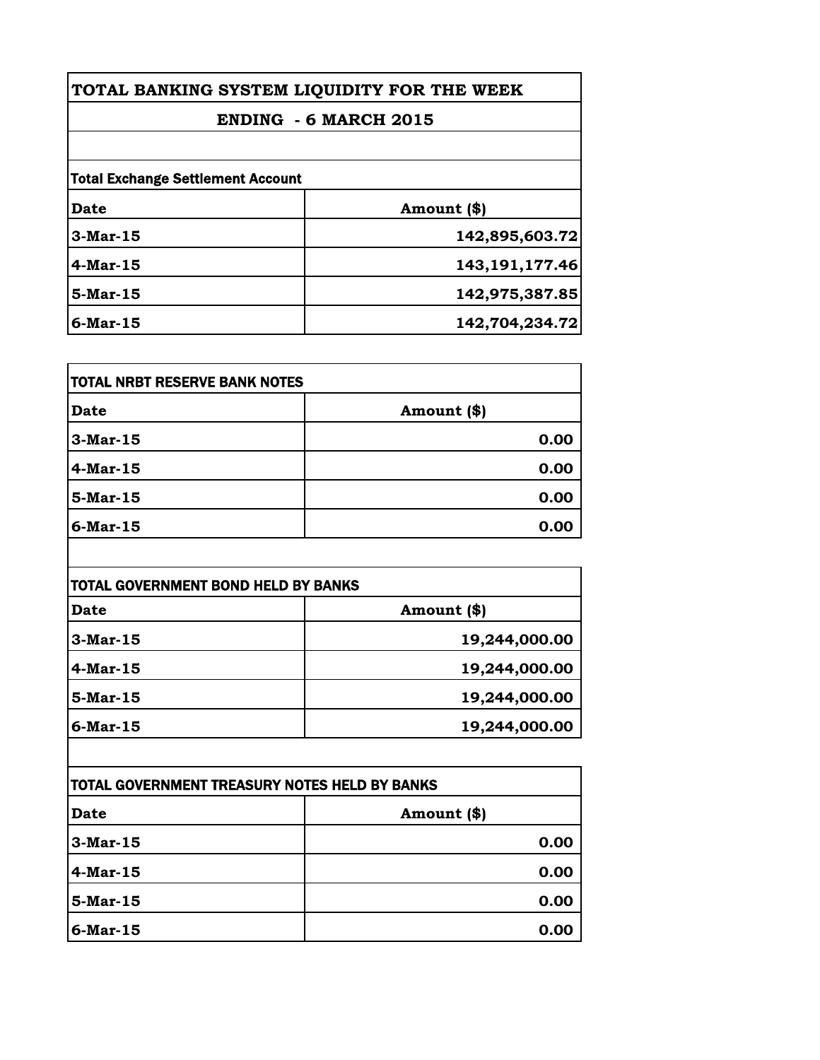# TOTAL BANKING SYSTEM LIQUIDITY FOR THE WEEK

## ENDING - 6 MARCH 2015

### Total Exchange Settlement Account

| Date | Amount ($) |
|---|---|
| 3-Mar-15 | 142,895,603.72 |
| 4-Mar-15 | 143,191,177.46 |
| 5-Mar-15 | 142,975,387.85 |
| 6-Mar-15 | 142,704,234.72 |

### TOTAL NRBT RESERVE BANK NOTES

| Date | Amount ($) |
|---|---|
| 3-Mar-15 | 0.00 |
| 4-Mar-15 | 0.00 |
| 5-Mar-15 | 0.00 |
| 6-Mar-15 | 0.00 |

### TOTAL GOVERNMENT BOND HELD BY BANKS

| Date | Amount ($) |
|---|---|
| 3-Mar-15 | 19,244,000.00 |
| 4-Mar-15 | 19,244,000.00 |
| 5-Mar-15 | 19,244,000.00 |
| 6-Mar-15 | 19,244,000.00 |

### TOTAL GOVERNMENT TREASURY NOTES HELD BY BANKS

| Date | Amount ($) |
|---|---|
| 3-Mar-15 | 0.00 |
| 4-Mar-15 | 0.00 |
| 5-Mar-15 | 0.00 |
| 6-Mar-15 | 0.00 |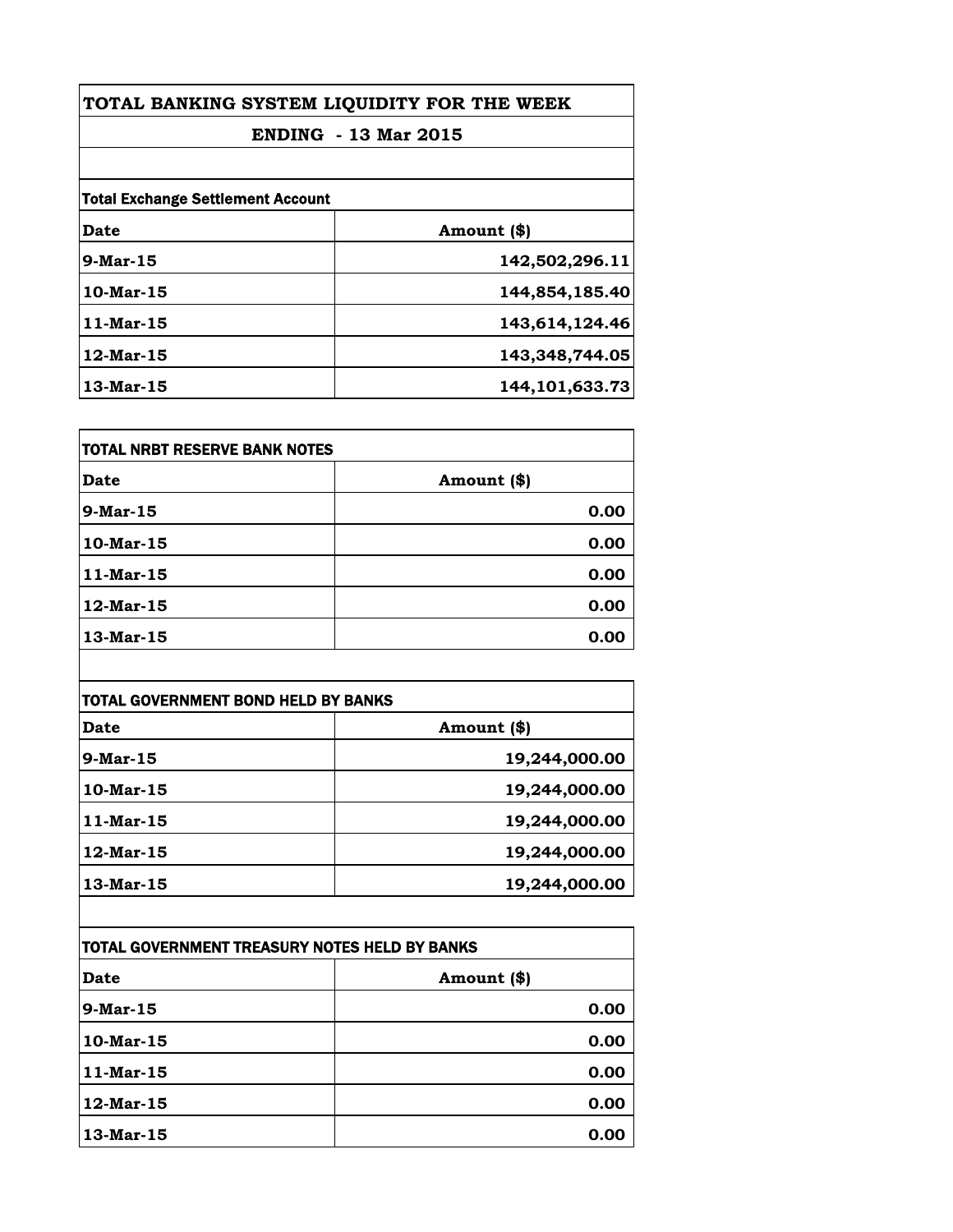# TOTAL BANKING SYSTEM LIQUIDITY FOR THE WEEK

## ENDING - 13 Mar 2015

**Total Exchange Settlement Account**

| Date | Amount ($) |
|---|---:|
| 9-Mar-15 | 142,502,296.11 |
| 10-Mar-15 | 144,854,185.40 |
| 11-Mar-15 | 143,614,124.46 |
| 12-Mar-15 | 143,348,744.05 |
| 13-Mar-15 | 144,101,633.73 |

**TOTAL NRBT RESERVE BANK NOTES**

| Date | Amount ($) |
|---|---:|
| 9-Mar-15 | 0.00 |
| 10-Mar-15 | 0.00 |
| 11-Mar-15 | 0.00 |
| 12-Mar-15 | 0.00 |
| 13-Mar-15 | 0.00 |

**TOTAL GOVERNMENT BOND HELD BY BANKS**

| Date | Amount ($) |
|---|---:|
| 9-Mar-15 | 19,244,000.00 |
| 10-Mar-15 | 19,244,000.00 |
| 11-Mar-15 | 19,244,000.00 |
| 12-Mar-15 | 19,244,000.00 |
| 13-Mar-15 | 19,244,000.00 |

**TOTAL GOVERNMENT TREASURY NOTES HELD BY BANKS**

| Date | Amount ($) |
|---|---:|
| 9-Mar-15 | 0.00 |
| 10-Mar-15 | 0.00 |
| 11-Mar-15 | 0.00 |
| 12-Mar-15 | 0.00 |
| 13-Mar-15 | 0.00 |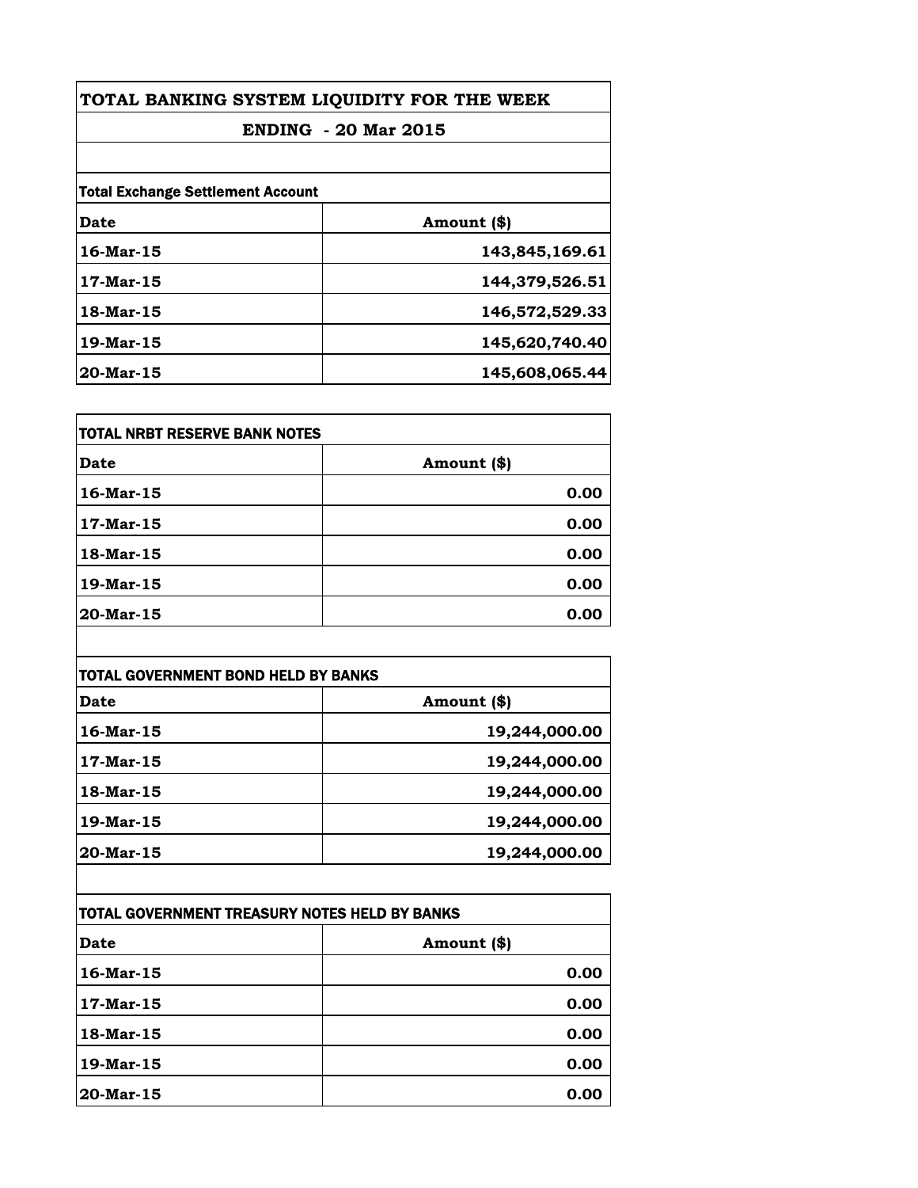# TOTAL BANKING SYSTEM LIQUIDITY FOR THE WEEK

## ENDING - 20 Mar 2015

| Total Exchange Settlement Account | |
|---|---|
| **Date** | **Amount ($)** |
| 16-Mar-15 | 143,845,169.61 |
| 17-Mar-15 | 144,379,526.51 |
| 18-Mar-15 | 146,572,529.33 |
| 19-Mar-15 | 145,620,740.40 |
| 20-Mar-15 | 145,608,065.44 |

| TOTAL NRBT RESERVE BANK NOTES | |
|---|---|
| **Date** | **Amount ($)** |
| 16-Mar-15 | 0.00 |
| 17-Mar-15 | 0.00 |
| 18-Mar-15 | 0.00 |
| 19-Mar-15 | 0.00 |
| 20-Mar-15 | 0.00 |

| TOTAL GOVERNMENT BOND HELD BY BANKS | |
|---|---|
| **Date** | **Amount ($)** |
| 16-Mar-15 | 19,244,000.00 |
| 17-Mar-15 | 19,244,000.00 |
| 18-Mar-15 | 19,244,000.00 |
| 19-Mar-15 | 19,244,000.00 |
| 20-Mar-15 | 19,244,000.00 |

| TOTAL GOVERNMENT TREASURY NOTES HELD BY BANKS | |
|---|---|
| **Date** | **Amount ($)** |
| 16-Mar-15 | 0.00 |
| 17-Mar-15 | 0.00 |
| 18-Mar-15 | 0.00 |
| 19-Mar-15 | 0.00 |
| 20-Mar-15 | 0.00 |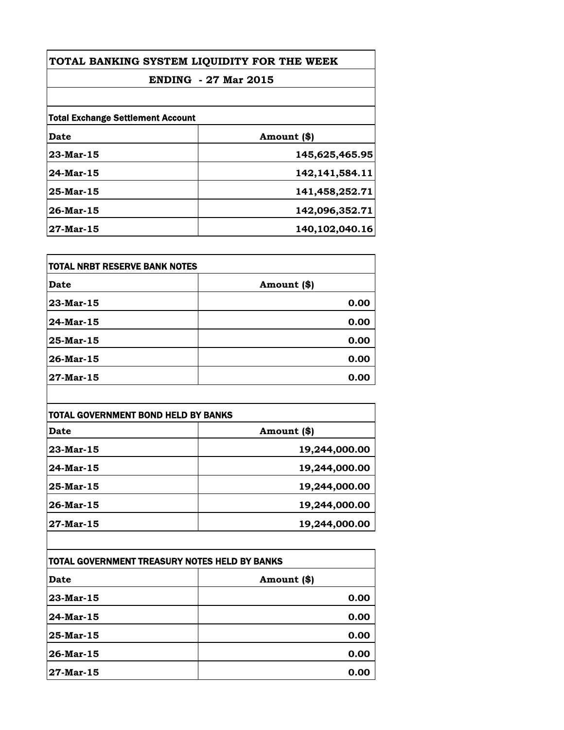# TOTAL BANKING SYSTEM LIQUIDITY FOR THE WEEK

## ENDING - 27 Mar 2015

| Total Exchange Settlement Account | |
|---|---|
| **Date** | **Amount ($)** |
| 23-Mar-15 | 145,625,465.95 |
| 24-Mar-15 | 142,141,584.11 |
| 25-Mar-15 | 141,458,252.71 |
| 26-Mar-15 | 142,096,352.71 |
| 27-Mar-15 | 140,102,040.16 |

| TOTAL NRBT RESERVE BANK NOTES | |
|---|---|
| **Date** | **Amount ($)** |
| 23-Mar-15 | 0.00 |
| 24-Mar-15 | 0.00 |
| 25-Mar-15 | 0.00 |
| 26-Mar-15 | 0.00 |
| 27-Mar-15 | 0.00 |

| TOTAL GOVERNMENT BOND HELD BY BANKS | |
|---|---|
| **Date** | **Amount ($)** |
| 23-Mar-15 | 19,244,000.00 |
| 24-Mar-15 | 19,244,000.00 |
| 25-Mar-15 | 19,244,000.00 |
| 26-Mar-15 | 19,244,000.00 |
| 27-Mar-15 | 19,244,000.00 |

| TOTAL GOVERNMENT TREASURY NOTES HELD BY BANKS | |
|---|---|
| **Date** | **Amount ($)** |
| 23-Mar-15 | 0.00 |
| 24-Mar-15 | 0.00 |
| 25-Mar-15 | 0.00 |
| 26-Mar-15 | 0.00 |
| 27-Mar-15 | 0.00 |